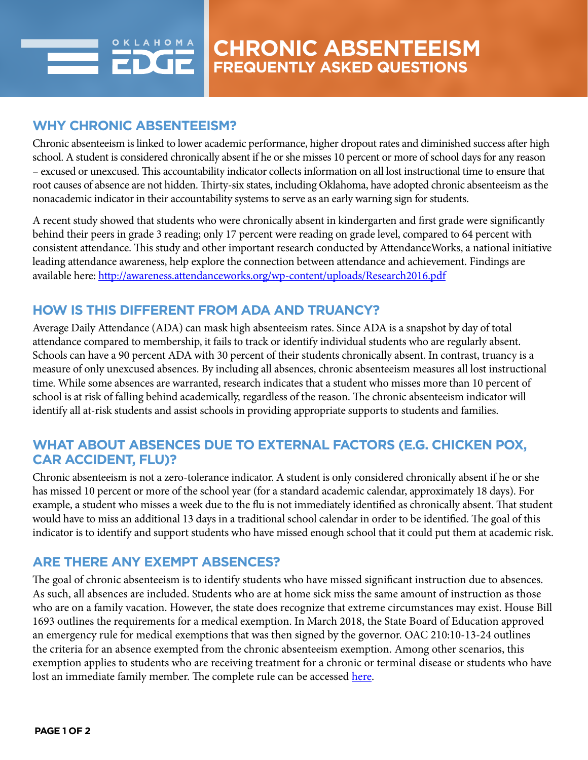# CHRONIC ABSENTEEISM
## FREQUENTLY ASKED QUESTIONS

### WHY CHRONIC ABSENTEEISM?

Chronic absenteeism is linked to lower academic performance, higher dropout rates and diminished success after high school. A student is considered chronically absent if he or she misses 10 percent or more of school days for any reason – excused or unexcused. This accountability indicator collects information on all lost instructional time to ensure that root causes of absence are not hidden. Thirty-six states, including Oklahoma, have adopted chronic absenteeism as the nonacademic indicator in their accountability systems to serve as an early warning sign for students.

A recent study showed that students who were chronically absent in kindergarten and first grade were significantly behind their peers in grade 3 reading; only 17 percent were reading on grade level, compared to 64 percent with consistent attendance. This study and other important research conducted by AttendanceWorks, a national initiative leading attendance awareness, help explore the connection between attendance and achievement. Findings are available here: [http://awareness.attendanceworks.org/wp-content/uploads/Research2016.pdf](http://awareness.attendanceworks.org/wp-content/uploads/Research2016.pdf)

### HOW IS THIS DIFFERENT FROM ADA AND TRUANCY?

Average Daily Attendance (ADA) can mask high absenteeism rates. Since ADA is a snapshot by day of total attendance compared to membership, it fails to track or identify individual students who are regularly absent. Schools can have a 90 percent ADA with 30 percent of their students chronically absent. In contrast, truancy is a measure of only unexcused absences. By including all absences, chronic absenteeism measures all lost instructional time. While some absences are warranted, research indicates that a student who misses more than 10 percent of school is at risk of falling behind academically, regardless of the reason. The chronic absenteeism indicator will identify all at-risk students and assist schools in providing appropriate supports to students and families.

### WHAT ABOUT ABSENCES DUE TO EXTERNAL FACTORS (E.G. CHICKEN POX, CAR ACCIDENT, FLU)?

Chronic absenteeism is not a zero-tolerance indicator. A student is only considered chronically absent if he or she has missed 10 percent or more of the school year (for a standard academic calendar, approximately 18 days). For example, a student who misses a week due to the flu is not immediately identified as chronically absent. That student would have to miss an additional 13 days in a traditional school calendar in order to be identified. The goal of this indicator is to identify and support students who have missed enough school that it could put them at academic risk.

### ARE THERE ANY EXEMPT ABSENCES?

The goal of chronic absenteeism is to identify students who have missed significant instruction due to absences. As such, all absences are included. Students who are at home sick miss the same amount of instruction as those who are on a family vacation. However, the state does recognize that extreme circumstances may exist. House Bill 1693 outlines the requirements for a medical exemption. In March 2018, the State Board of Education approved an emergency rule for medical exemptions that was then signed by the governor. OAC 210:10-13-24 outlines the criteria for an absence exempted from the chronic absenteeism exemption. Among other scenarios, this exemption applies to students who are receiving treatment for a chronic or terminal disease or students who have lost an immediate family member. The complete rule can be accessed here.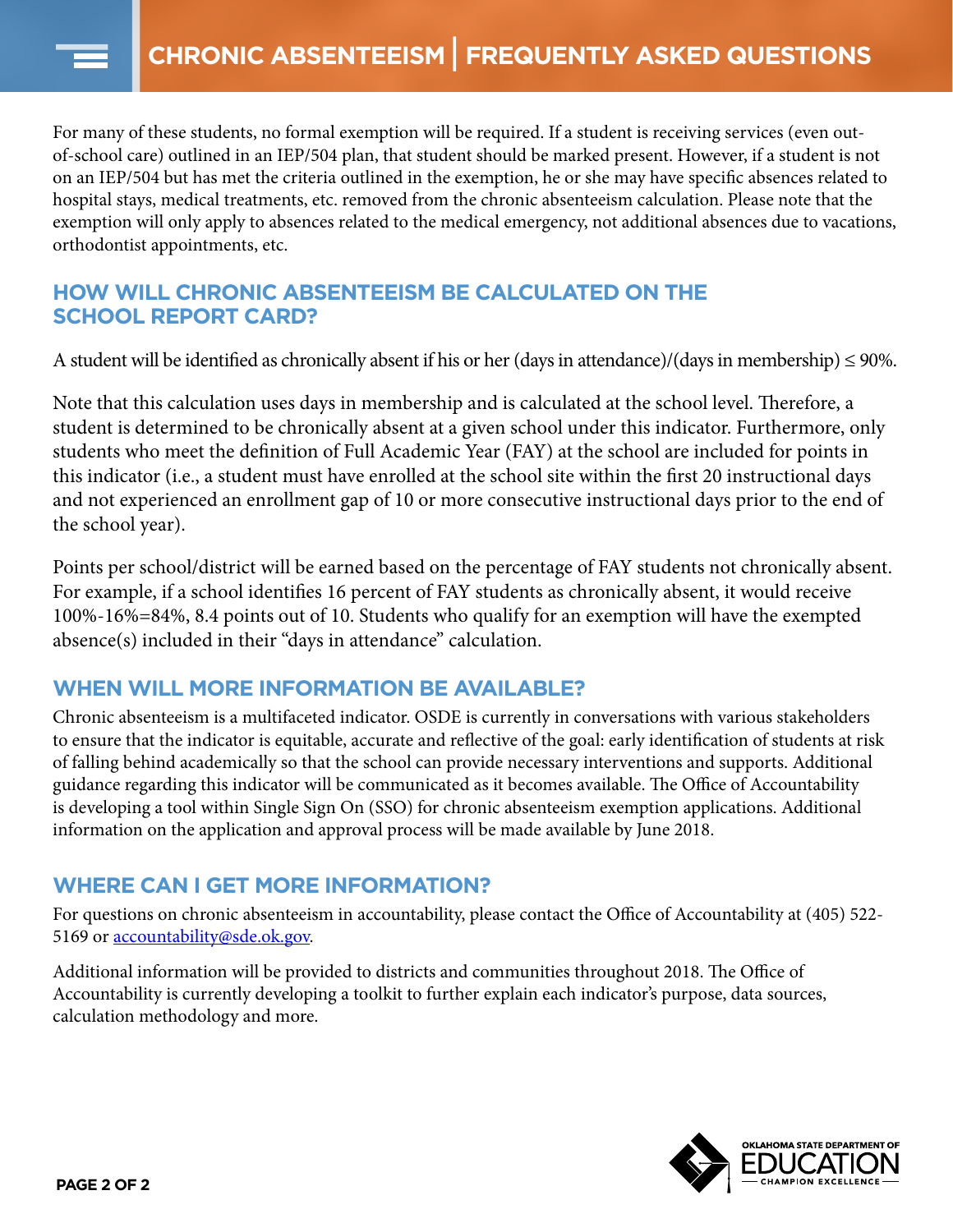For many of these students, no formal exemption will be required. If a student is receiving services (even out-of-school care) outlined in an IEP/504 plan, that student should be marked present. However, if a student is not on an IEP/504 but has met the criteria outlined in the exemption, he or she may have specific absences related to hospital stays, medical treatments, etc. removed from the chronic absenteeism calculation. Please note that the exemption will only apply to absences related to the medical emergency, not additional absences due to vacations, orthodontist appointments, etc.

## HOW WILL CHRONIC ABSENTEEISM BE CALCULATED ON THE SCHOOL REPORT CARD?

A student will be identified as chronically absent if his or her (days in attendance)/(days in membership) ≤ 90%.

Note that this calculation uses days in membership and is calculated at the school level. Therefore, a student is determined to be chronically absent at a given school under this indicator. Furthermore, only students who meet the definition of Full Academic Year (FAY) at the school are included for points in this indicator (i.e., a student must have enrolled at the school site within the first 20 instructional days and not experienced an enrollment gap of 10 or more consecutive instructional days prior to the end of the school year).

Points per school/district will be earned based on the percentage of FAY students not chronically absent. For example, if a school identifies 16 percent of FAY students as chronically absent, it would receive 100%-16%=84%, 8.4 points out of 10. Students who qualify for an exemption will have the exempted absence(s) included in their "days in attendance" calculation.

## WHEN WILL MORE INFORMATION BE AVAILABLE?

Chronic absenteeism is a multifaceted indicator. OSDE is currently in conversations with various stakeholders to ensure that the indicator is equitable, accurate and reflective of the goal: early identification of students at risk of falling behind academically so that the school can provide necessary interventions and supports. Additional guidance regarding this indicator will be communicated as it becomes available. The Office of Accountability is developing a tool within Single Sign On (SSO) for chronic absenteeism exemption applications. Additional information on the application and approval process will be made available by June 2018.

## WHERE CAN I GET MORE INFORMATION?

For questions on chronic absenteeism in accountability, please contact the Office of Accountability at (405) 522-5169 or accountability@sde.ok.gov.

Additional information will be provided to districts and communities throughout 2018. The Office of Accountability is currently developing a toolkit to further explain each indicator's purpose, data sources, calculation methodology and more.